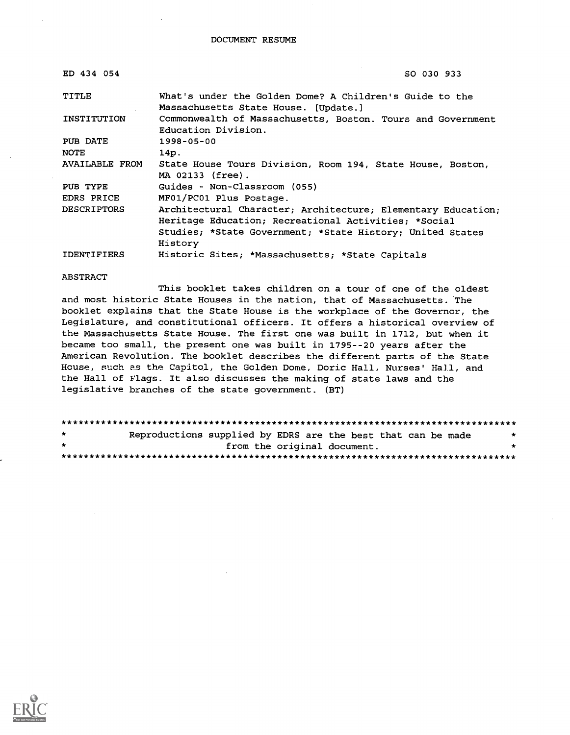# DOCUMENT RESUME

| ED 434 054 | SO 030 933 |
|---|---|
| TITLE | What's under the Golden Dome? A Children's Guide to the Massachusetts State House. [Update.] |
| INSTITUTION | Commonwealth of Massachusetts, Boston. Tours and Government Education Division. |
| PUB DATE | 1998-05-00 |
| NOTE | 14p. |
| AVAILABLE FROM | State House Tours Division, Room 194, State House, Boston, MA 02133 (free). |
| PUB TYPE | Guides - Non-Classroom (055) |
| EDRS PRICE | MF01/PC01 Plus Postage. |
| DESCRIPTORS | Architectural Character; Architecture; Elementary Education; Heritage Education; Recreational Activities; *Social Studies; *State Government; *State History; United States History |
| IDENTIFIERS | Historic Sites; *Massachusetts; *State Capitals |

ABSTRACT

This booklet takes children on a tour of one of the oldest and most historic State Houses in the nation, that of Massachusetts. The booklet explains that the State House is the workplace of the Governor, the Legislature, and constitutional officers. It offers a historical overview of the Massachusetts State House. The first one was built in 1712, but when it became too small, the present one was built in 1795--20 years after the American Revolution. The booklet describes the different parts of the State House, such as the Capitol, the Golden Dome, Doric Hall, Nurses' Hall, and the Hall of Flags. It also discusses the making of state laws and the legislative branches of the state government. (BT)

********************************************************************************
* Reproductions supplied by EDRS are the best that can be made *
* from the original document. *
********************************************************************************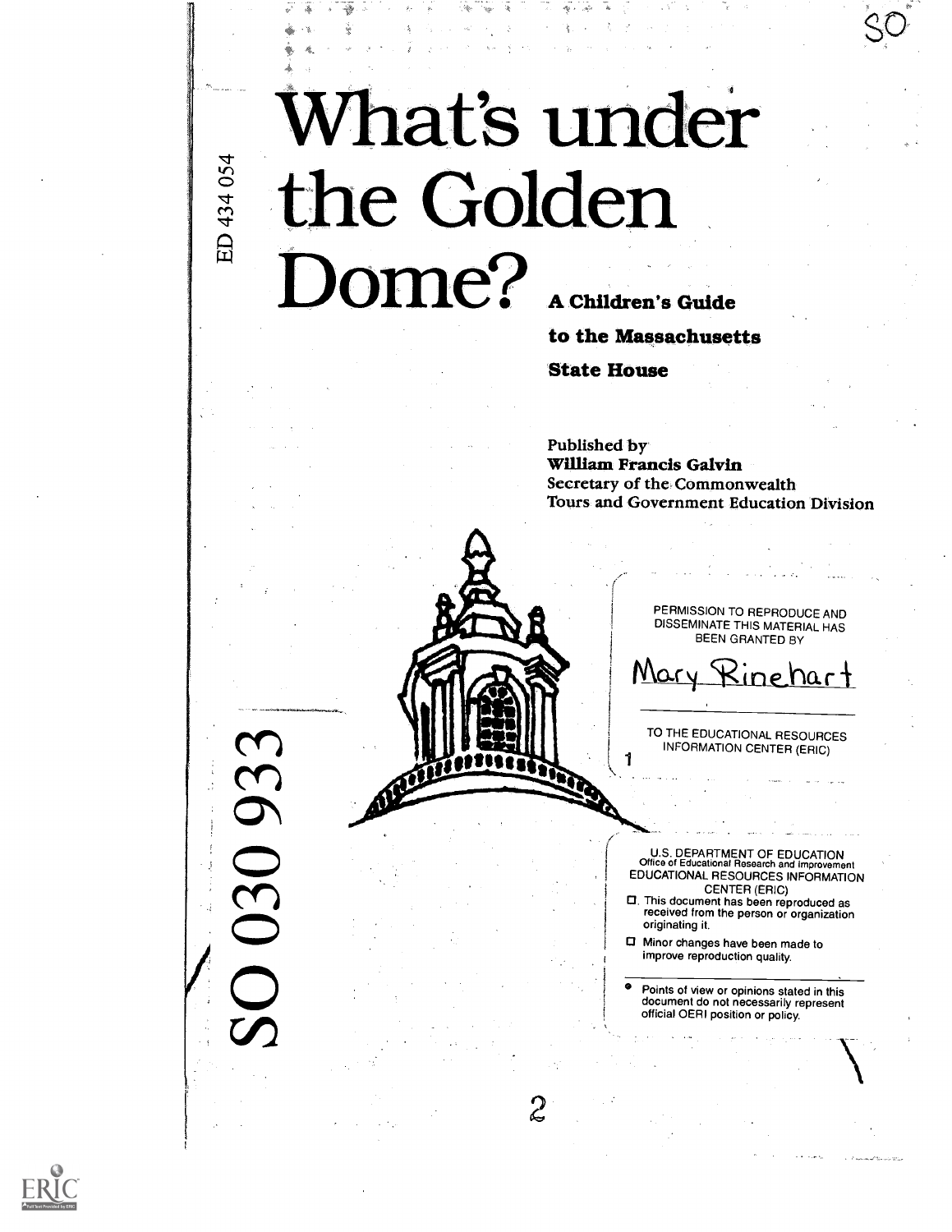# What's under the Golden Dome?

**A Children's Guide to the Massachusetts State House**

Published by
**William Francis Galvin**
Secretary of the Commonwealth
Tours and Government Education Division

ED 434 054

SO 030 933

PERMISSION TO REPRODUCE AND DISSEMINATE THIS MATERIAL HAS BEEN GRANTED BY

Mary Rinehart

TO THE EDUCATIONAL RESOURCES INFORMATION CENTER (ERIC)

U.S. DEPARTMENT OF EDUCATION
Office of Educational Research and Improvement
EDUCATIONAL RESOURCES INFORMATION CENTER (ERIC)

- This document has been reproduced as received from the person or organization originating it.
- Minor changes have been made to improve reproduction quality.
- Points of view or opinions stated in this document do not necessarily represent official OERI position or policy.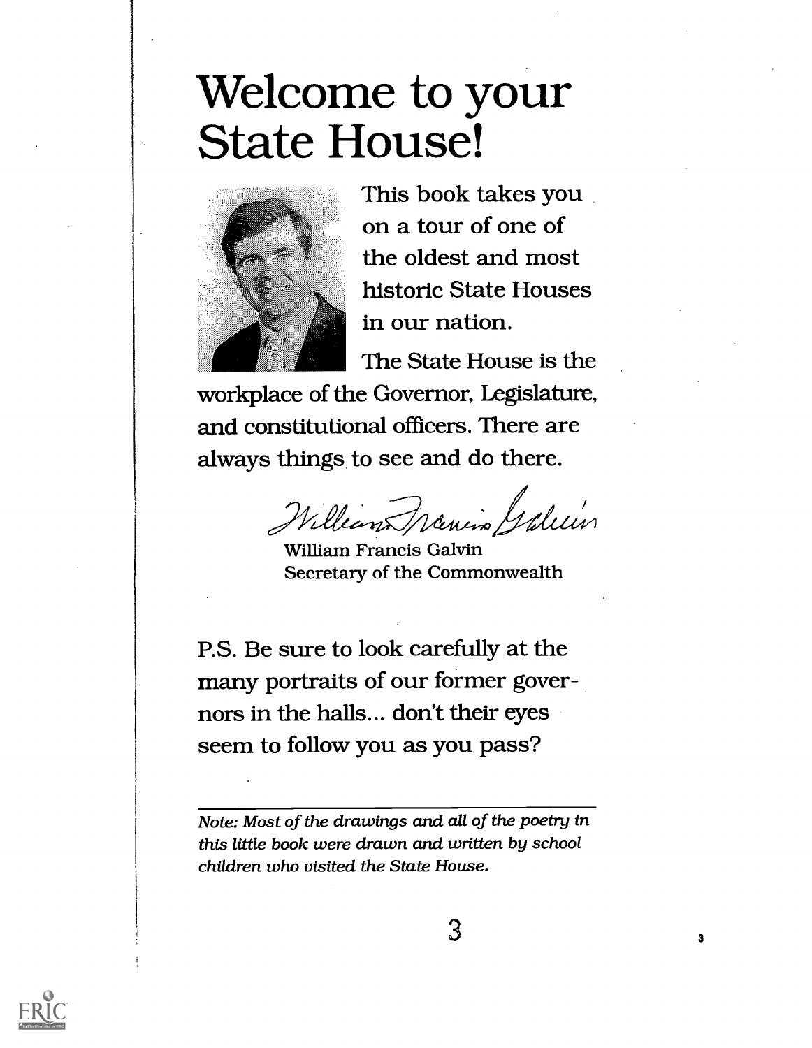# Welcome to your State House!

This book takes you on a tour of one of the oldest and most historic State Houses in our nation.

The State House is the workplace of the Governor, Legislature, and constitutional officers. There are always things to see and do there.

William Francis Galvin
Secretary of the Commonwealth

P.S. Be sure to look carefully at the many portraits of our former governors in the halls... don't their eyes seem to follow you as you pass?

---

*Note: Most of the drawings and all of the poetry in this little book were drawn and written by school children who visited the State House.*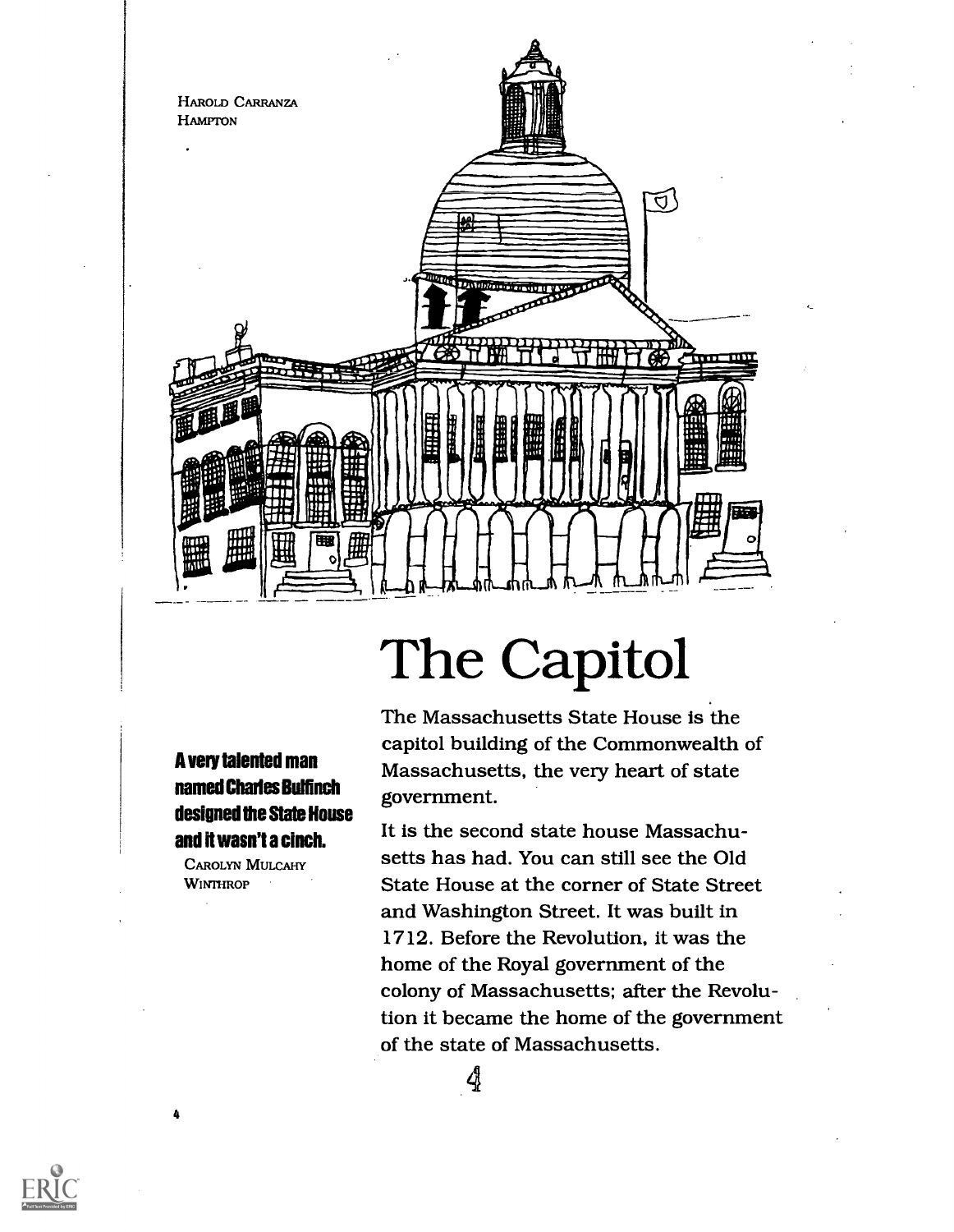HAROLD CARRANZA
HAMPTON

# The Capitol

**A very talented man named Charles Bulfinch designed the State House and it wasn't a cinch.**

CAROLYN MULCAHY
WINTHROP

The Massachusetts State House is the capitol building of the Commonwealth of Massachusetts, the very heart of state government.

It is the second state house Massachusetts has had. You can still see the Old State House at the corner of State Street and Washington Street. It was built in 1712. Before the Revolution, it was the home of the Royal government of the colony of Massachusetts; after the Revolution it became the home of the government of the state of Massachusetts.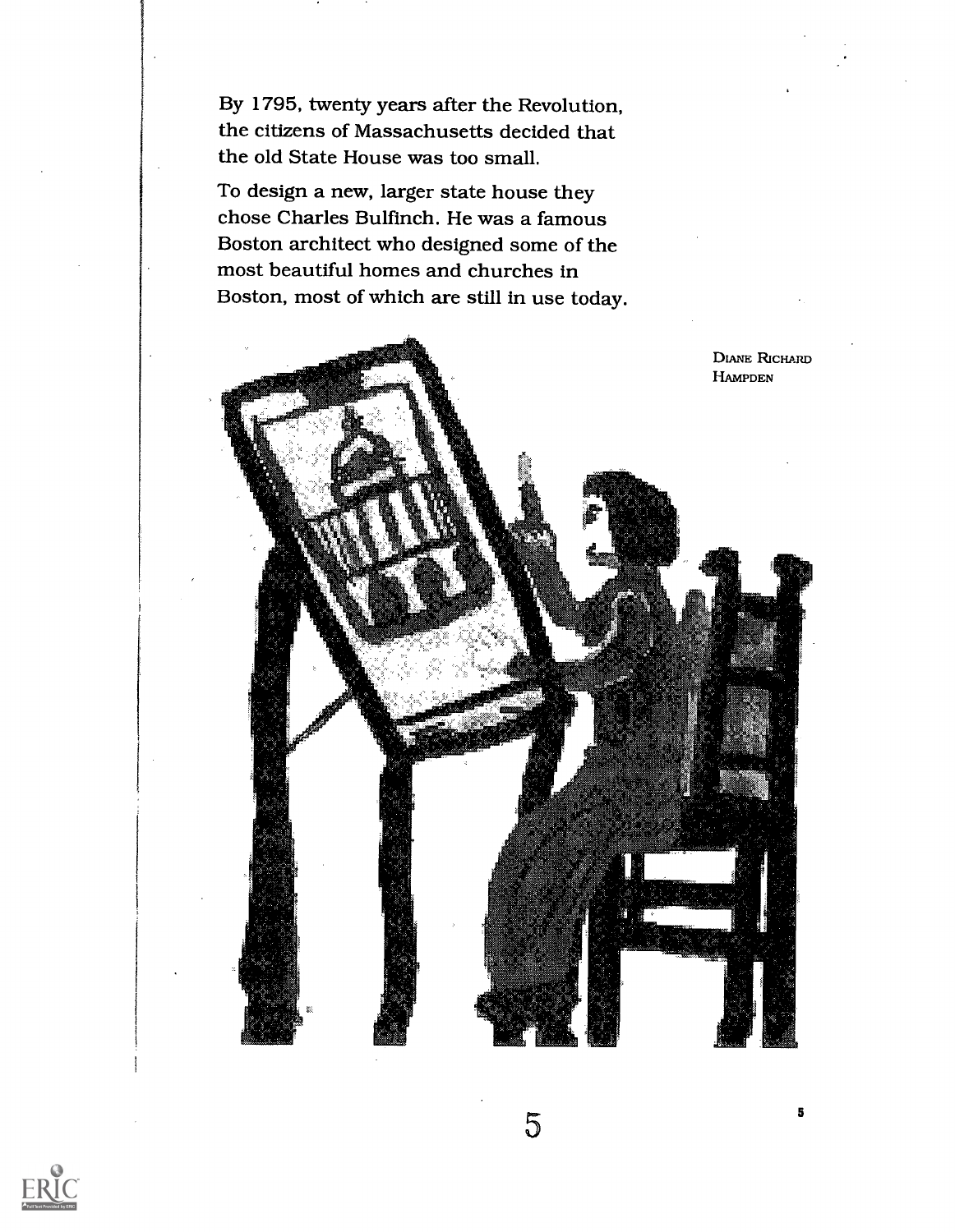By 1795, twenty years after the Revolution, the citizens of Massachusetts decided that the old State House was too small.

To design a new, larger state house they chose Charles Bulfinch. He was a famous Boston architect who designed some of the most beautiful homes and churches in Boston, most of which are still in use today.

DIANE RICHARD
HAMPDEN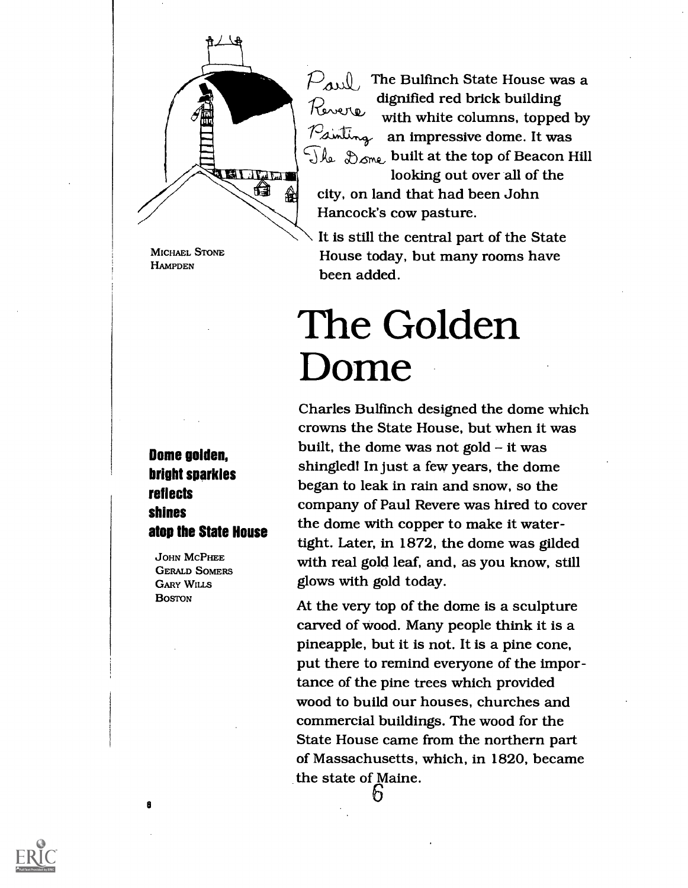Paul Revere Painting The Dome

MICHAEL STONE
HAMPDEN

The Bulfinch State House was a dignified red brick building with white columns, topped by an impressive dome. It was built at the top of Beacon Hill looking out over all of the city, on land that had been John Hancock's cow pasture.

It is still the central part of the State House today, but many rooms have been added.

# The Golden Dome

**Dome golden,**
**bright sparkles**
**reflects**
**shines**
**atop the State House**

JOHN MCPHEE
GERALD SOMERS
GARY WILLS
BOSTON

Charles Bulfinch designed the dome which crowns the State House, but when it was built, the dome was not gold – it was shingled! In just a few years, the dome began to leak in rain and snow, so the company of Paul Revere was hired to cover the dome with copper to make it watertight. Later, in 1872, the dome was gilded with real gold leaf, and, as you know, still glows with gold today.

At the very top of the dome is a sculpture carved of wood. Many people think it is a pineapple, but it is not. It is a pine cone, put there to remind everyone of the importance of the pine trees which provided wood to build our houses, churches and commercial buildings. The wood for the State House came from the northern part of Massachusetts, which, in 1820, became the state of Maine.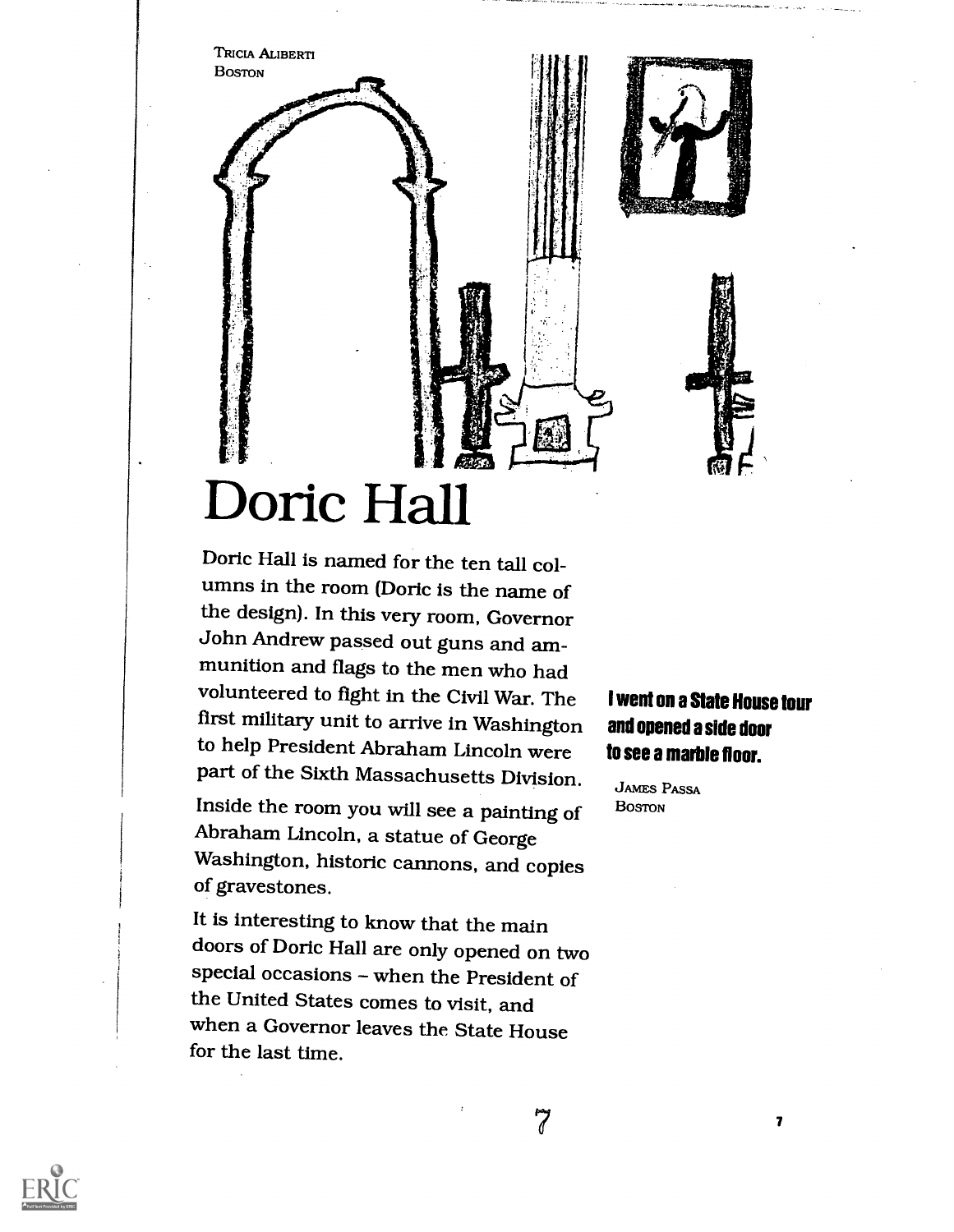Tricia Aliberti
Boston

# Doric Hall

Doric Hall is named for the ten tall columns in the room (Doric is the name of the design). In this very room, Governor John Andrew passed out guns and ammunition and flags to the men who had volunteered to fight in the Civil War. The first military unit to arrive in Washington to help President Abraham Lincoln were part of the Sixth Massachusetts Division.

Inside the room you will see a painting of Abraham Lincoln, a statue of George Washington, historic cannons, and copies of gravestones.

It is interesting to know that the main doors of Doric Hall are only opened on two special occasions – when the President of the United States comes to visit, and when a Governor leaves the State House for the last time.

**I went on a State House tour and opened a side door to see a marble floor.**

James Passa
Boston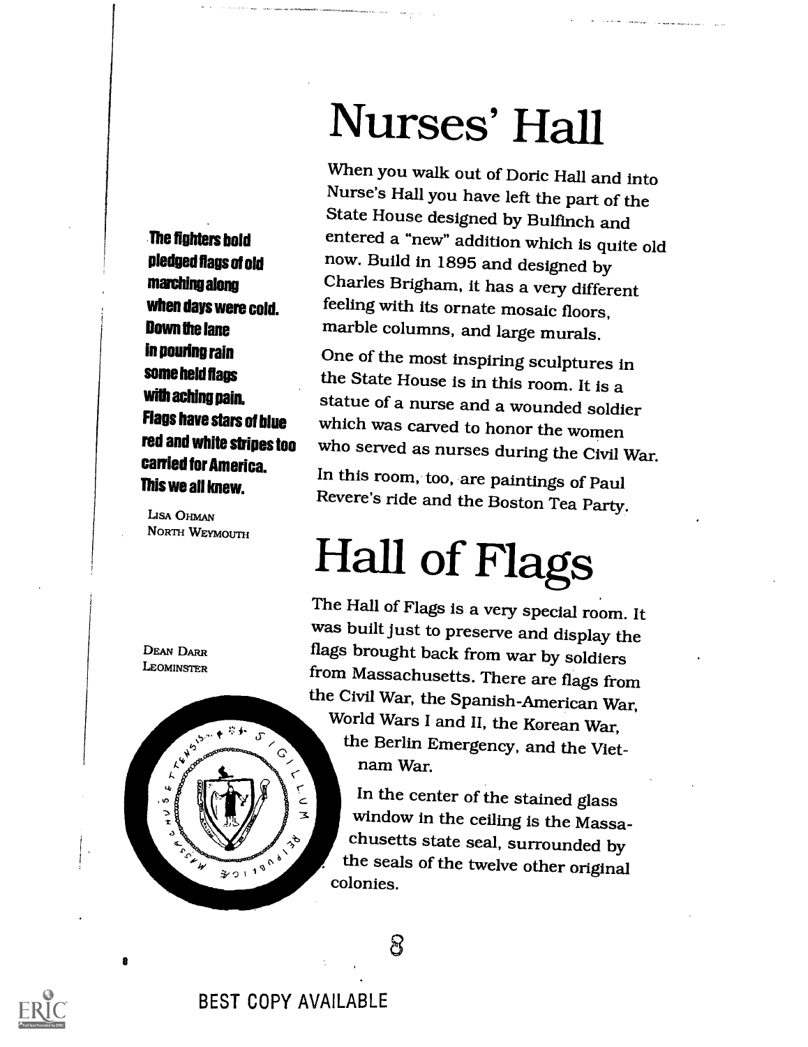# Nurses' Hall

When you walk out of Doric Hall and into Nurse's Hall you have left the part of the State House designed by Bulfinch and entered a "new" addition which is quite old now. Build in 1895 and designed by Charles Brigham, it has a very different feeling with its ornate mosaic floors, marble columns, and large murals.

One of the most inspiring sculptures in the State House is in this room. It is a statue of a nurse and a wounded soldier which was carved to honor the women who served as nurses during the Civil War.

In this room, too, are paintings of Paul Revere's ride and the Boston Tea Party.

**The fighters bold**
**pledged flags of old**
**marching along**
**when days were cold.**
**Down the lane**
**in pouring rain**
**some held flags**
**with aching pain.**
**Flags have stars of blue**
**red and white stripes too**
**carried for America.**
**This we all knew.**

LISA OHMAN
NORTH WEYMOUTH

# Hall of Flags

The Hall of Flags is a very special room. It was built just to preserve and display the flags brought back from war by soldiers from Massachusetts. There are flags from the Civil War, the Spanish-American War, World Wars I and II, the Korean War, the Berlin Emergency, and the Vietnam War.

In the center of the stained glass window in the ceiling is the Massachusetts state seal, surrounded by the seals of the twelve other original colonies.

DEAN DARR
LEOMINSTER

BEST COPY AVAILABLE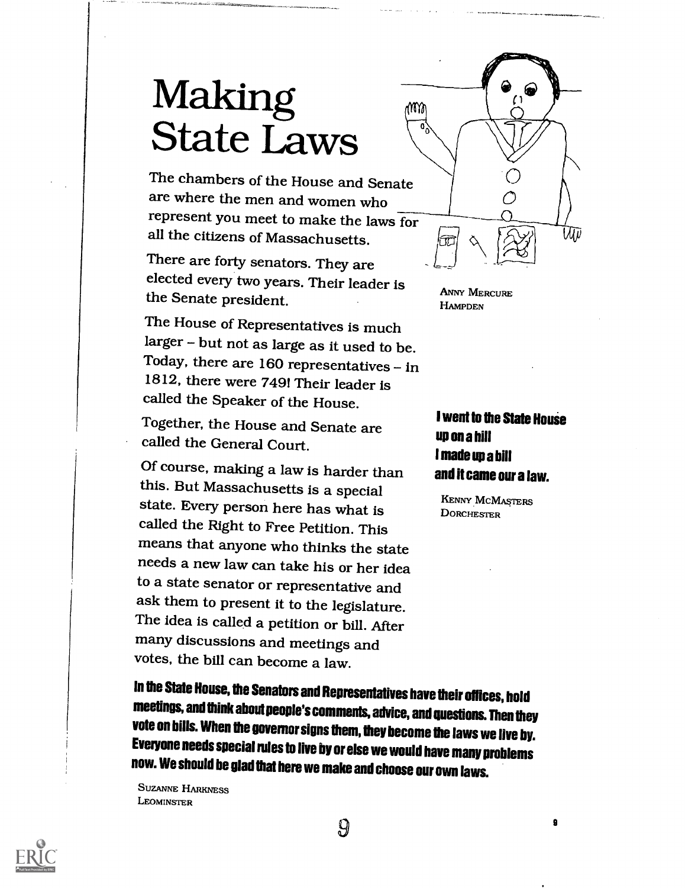# Making State Laws

The chambers of the House and Senate are where the men and women who represent you meet to make the laws for all the citizens of Massachusetts.

There are forty senators. They are elected every two years. Their leader is the Senate president.

The House of Representatives is much larger – but not as large as it used to be. Today, there are 160 representatives – in 1812, there were 749! Their leader is called the Speaker of the House.

Together, the House and Senate are called the General Court.

Of course, making a law is harder than this. But Massachusetts is a special state. Every person here has what is called the Right to Free Petition. This means that anyone who thinks the state needs a new law can take his or her idea to a state senator or representative and ask them to present it to the legislature. The idea is called a petition or bill. After many discussions and meetings and votes, the bill can become a law.

ANNY MERCURE
HAMPDEN

**I went to the State House up on a hill I made up a bill and it came our a law.**

KENNY MCMASTERS
DORCHESTER

**In the State House, the Senators and Representatives have their offices, hold meetings, and think about people's comments, advice, and questions. Then they vote on bills. When the governor signs them, they become the laws we live by. Everyone needs special rules to live by or else we would have many problems now. We should be glad that here we make and choose our own laws.**

SUZANNE HARKNESS
LEOMINSTER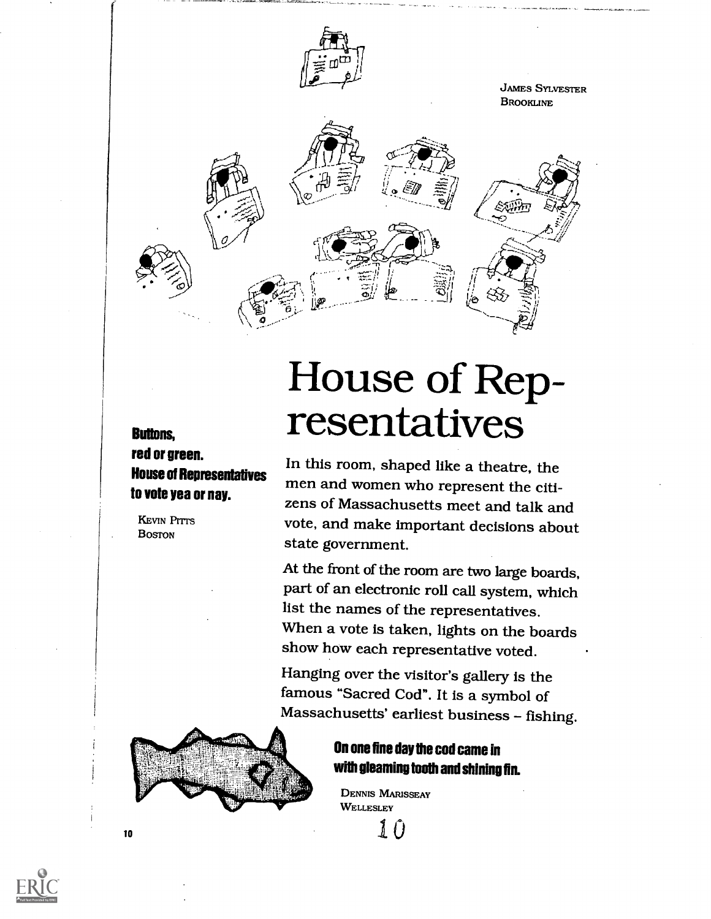JAMES SYLVESTER
BROOKLINE

# House of Representatives

In this room, shaped like a theatre, the men and women who represent the citizens of Massachusetts meet and talk and vote, and make important decisions about state government.

At the front of the room are two large boards, part of an electronic roll call system, which list the names of the representatives. When a vote is taken, lights on the boards show how each representative voted.

Hanging over the visitor's gallery is the famous "Sacred Cod". It is a symbol of Massachusetts' earliest business – fishing.

**Buttons,**
**red or green.**
**House of Representatives**
**to vote yea or nay.**

KEVIN PITTS
BOSTON

**On one fine day the cod came in**
**with gleaming tooth and shining fin.**

DENNIS MARISSEAY
WELLESLEY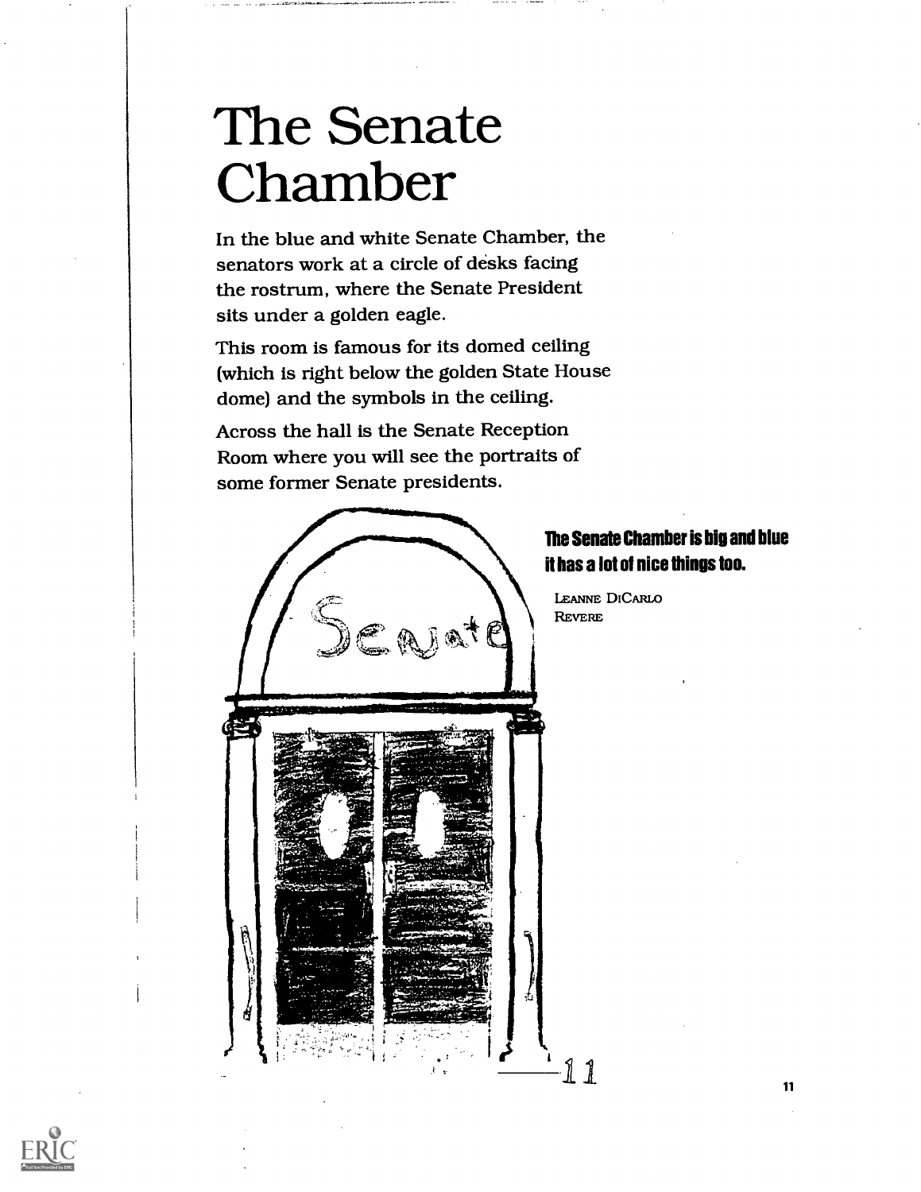# The Senate Chamber

In the blue and white Senate Chamber, the senators work at a circle of desks facing the rostrum, where the Senate President sits under a golden eagle.

This room is famous for its domed ceiling (which is right below the golden State House dome) and the symbols in the ceiling.

Across the hall is the Senate Reception Room where you will see the portraits of some former Senate presidents.

**The Senate Chamber is big and blue it has a lot of nice things too.**

LEANNE DICARLO
REVERE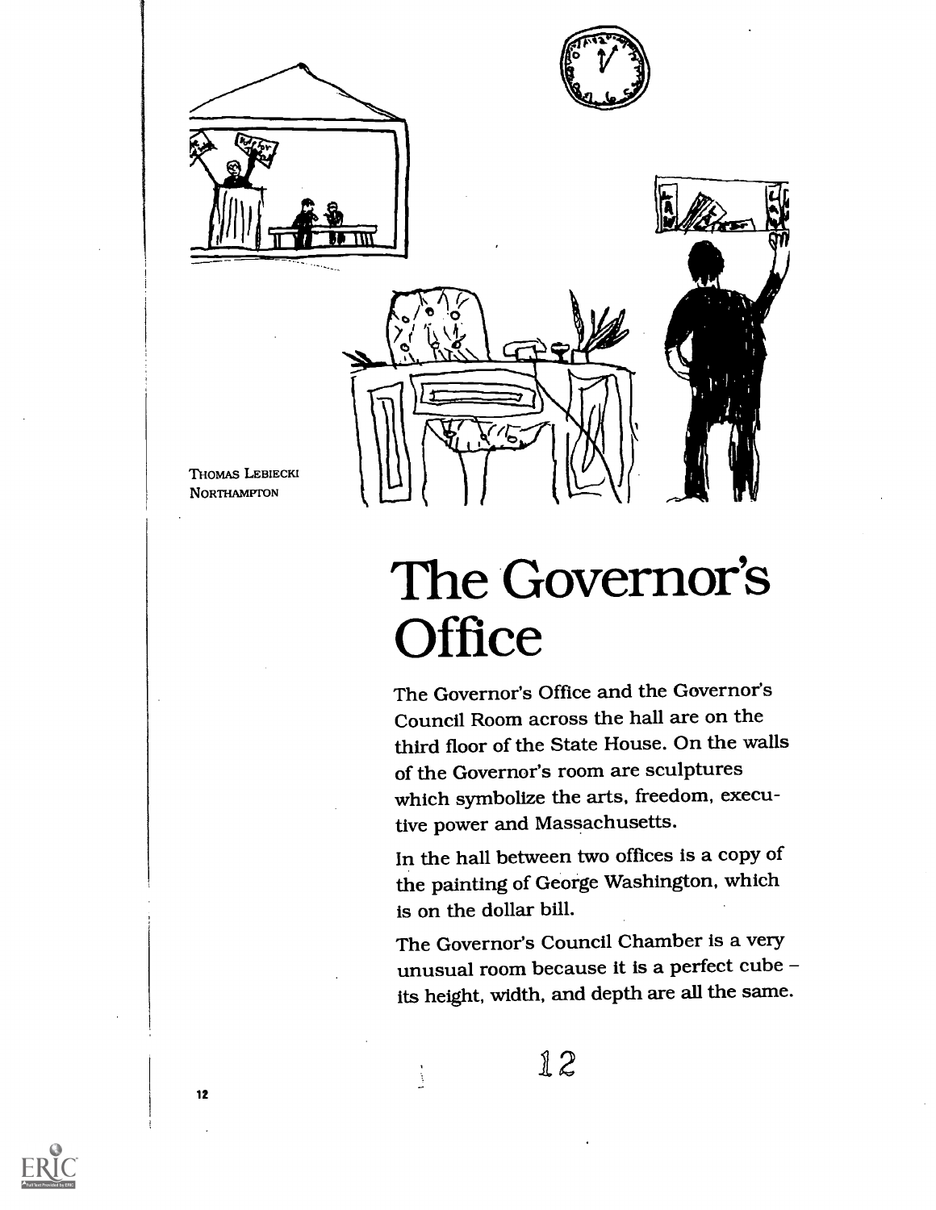THOMAS LEBIECKI
NORTHAMPTON

# The Governor's Office

The Governor's Office and the Governor's Council Room across the hall are on the third floor of the State House. On the walls of the Governor's room are sculptures which symbolize the arts, freedom, executive power and Massachusetts.

In the hall between two offices is a copy of the painting of George Washington, which is on the dollar bill.

The Governor's Council Chamber is a very unusual room because it is a perfect cube – its height, width, and depth are all the same.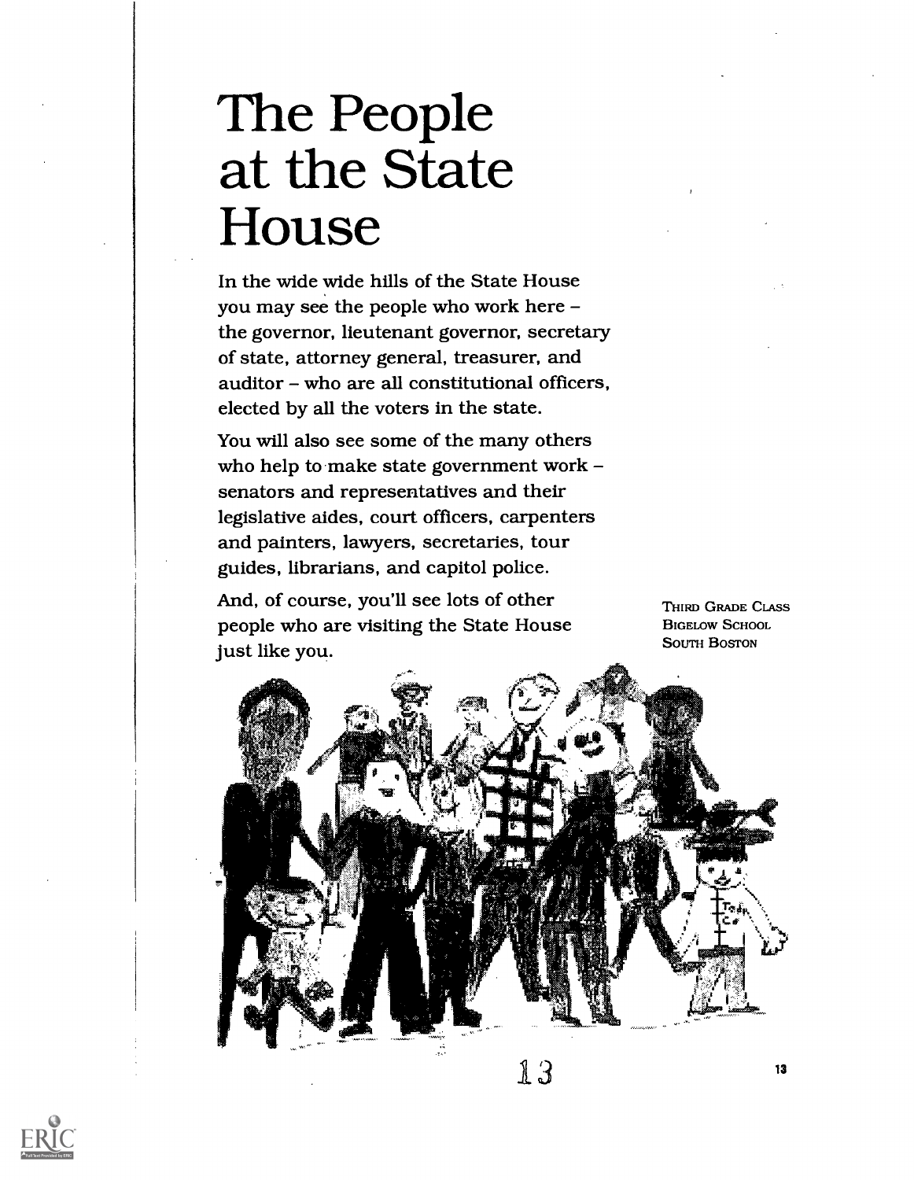# The People at the State House

In the wide wide hills of the State House you may see the people who work here – the governor, lieutenant governor, secretary of state, attorney general, treasurer, and auditor – who are all constitutional officers, elected by all the voters in the state.

You will also see some of the many others who help to make state government work – senators and representatives and their legislative aides, court officers, carpenters and painters, lawyers, secretaries, tour guides, librarians, and capitol police.

And, of course, you'll see lots of other people who are visiting the State House just like you.

THIRD GRADE CLASS
BIGELOW SCHOOL
SOUTH BOSTON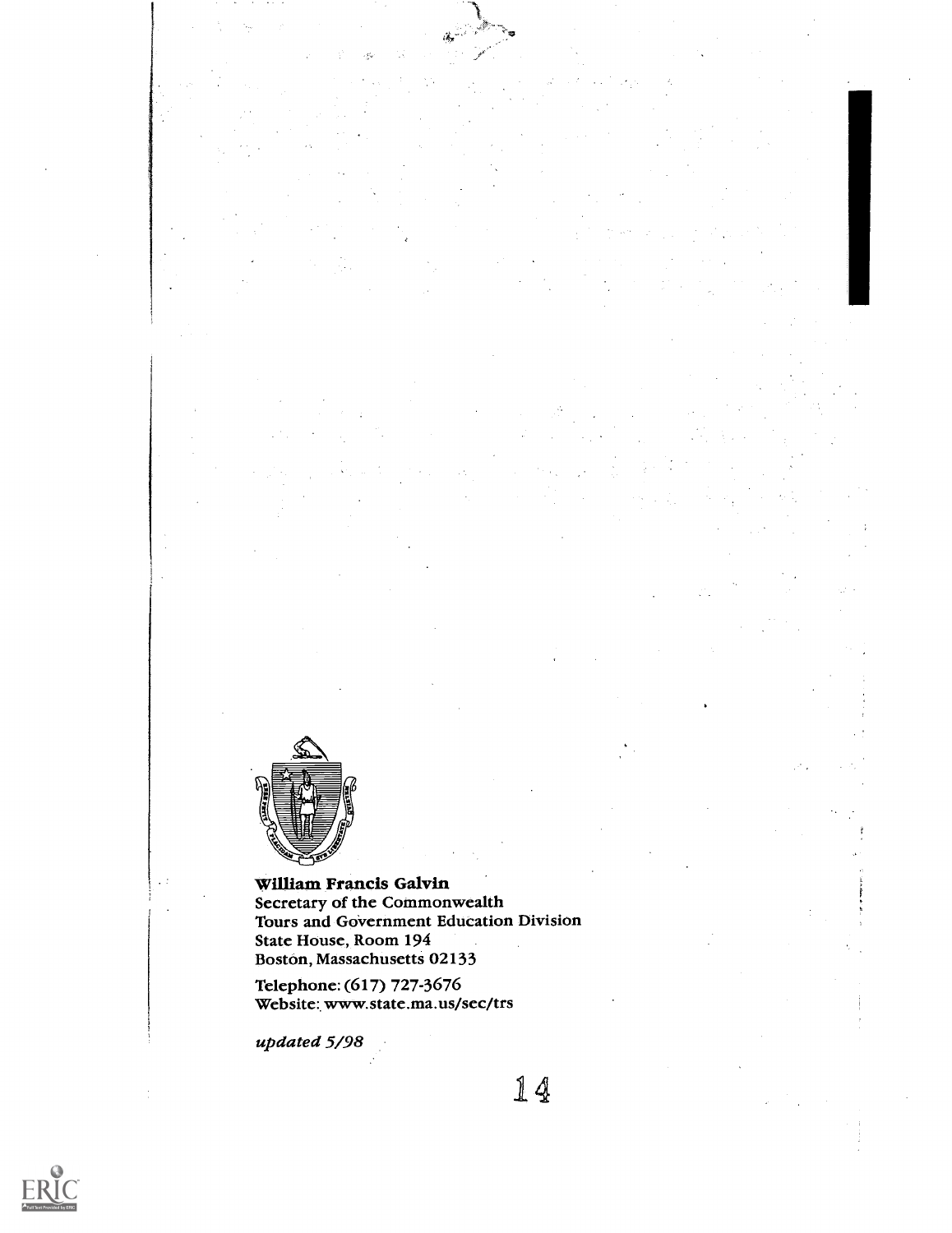**William Francis Galvin**
Secretary of the Commonwealth
Tours and Government Education Division
State House, Room 194
Boston, Massachusetts 02133

Telephone: (617) 727-3676
Website: www.state.ma.us/sec/trs

*updated 5/98*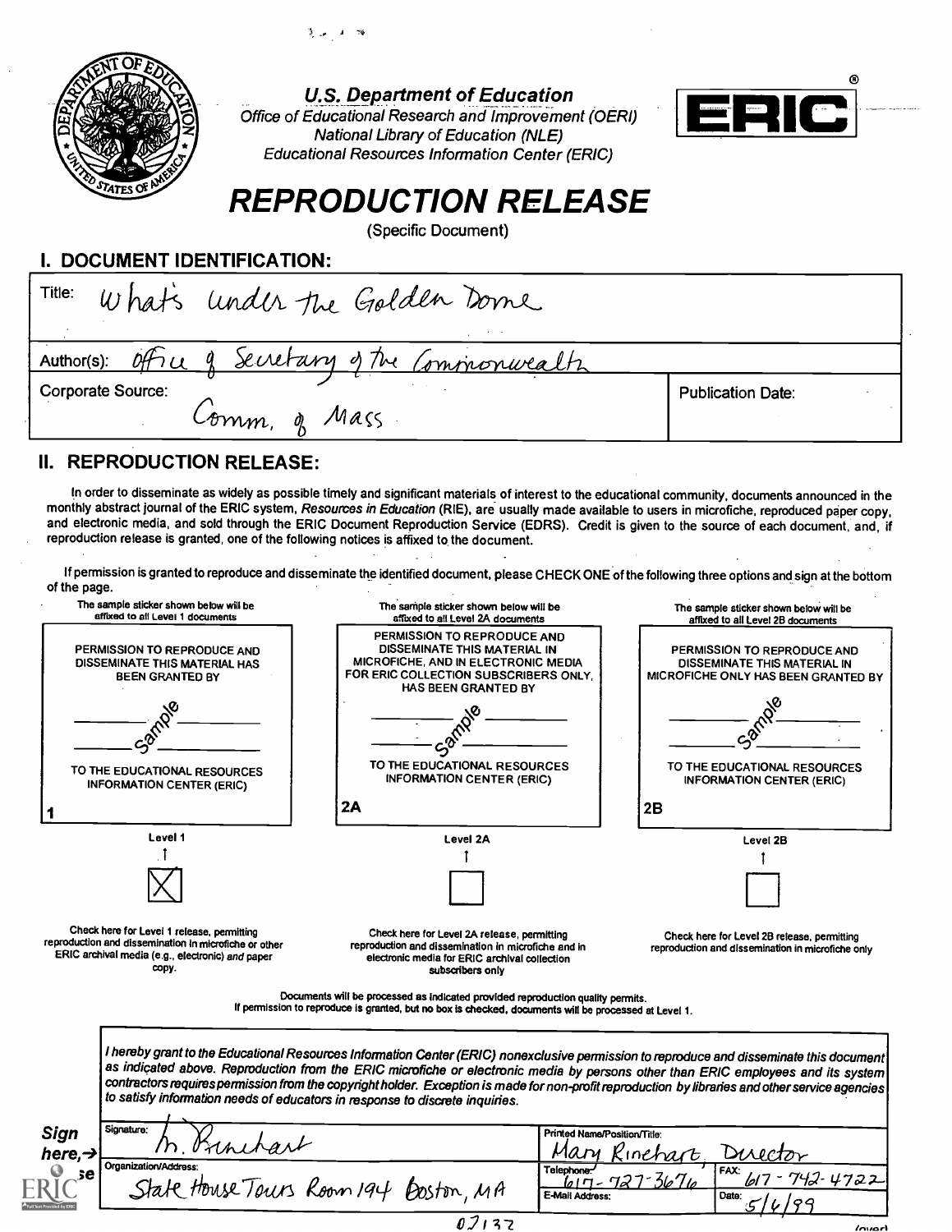**U.S. Department of Education**
*Office of Educational Research and Improvement (OERI)*
*National Library of Education (NLE)*
*Educational Resources Information Center (ERIC)*

ERIC®

# REPRODUCTION RELEASE

(Specific Document)

## I. DOCUMENT IDENTIFICATION:

Title: What's under the Golden Dome

Author(s): Office of Secretary of the Commonwealth

Corporate Source: Comm. of Mass

Publication Date:

## II. REPRODUCTION RELEASE:

In order to disseminate as widely as possible timely and significant materials of interest to the educational community, documents announced in the monthly abstract journal of the ERIC system, *Resources in Education* (RIE), are usually made available to users in microfiche, reproduced paper copy, and electronic media, and sold through the ERIC Document Reproduction Service (EDRS). Credit is given to the source of each document, and, if reproduction release is granted, one of the following notices is affixed to the document.

If permission is granted to reproduce and disseminate the identified document, please CHECK ONE of the following three options and sign at the bottom of the page.

| The sample sticker shown below will be affixed to all Level 1 documents | The sample sticker shown below will be affixed to all Level 2A documents | The sample sticker shown below will be affixed to all Level 2B documents |
|---|---|---|
| PERMISSION TO REPRODUCE AND DISSEMINATE THIS MATERIAL HAS BEEN GRANTED BY<br>Sample<br>TO THE EDUCATIONAL RESOURCES INFORMATION CENTER (ERIC)<br>1 | PERMISSION TO REPRODUCE AND DISSEMINATE THIS MATERIAL IN MICROFICHE, AND IN ELECTRONIC MEDIA FOR ERIC COLLECTION SUBSCRIBERS ONLY, HAS BEEN GRANTED BY<br>Sample<br>TO THE EDUCATIONAL RESOURCES INFORMATION CENTER (ERIC)<br>2A | PERMISSION TO REPRODUCE AND DISSEMINATE THIS MATERIAL IN MICROFICHE ONLY HAS BEEN GRANTED BY<br>Sample<br>TO THE EDUCATIONAL RESOURCES INFORMATION CENTER (ERIC)<br>2B |
| Level 1 | Level 2A | Level 2B |
| [X] | [ ] | [ ] |
| Check here for Level 1 release, permitting reproduction and dissemination in microfiche or other ERIC archival media (e.g., electronic) *and* paper copy. | Check here for Level 2A release, permitting reproduction and dissemination in microfiche and in electronic media for ERIC archival collection subscribers only | Check here for Level 2B release, permitting reproduction and dissemination in microfiche only |

Documents will be processed as indicated provided reproduction quality permits.
If permission to reproduce is granted, but no box is checked, documents will be processed at Level 1.

*I hereby grant to the Educational Resources Information Center (ERIC) nonexclusive permission to reproduce and disseminate this document as indicated above. Reproduction from the ERIC microfiche or electronic media by persons other than ERIC employees and its system contractors requires permission from the copyright holder. Exception is made for non-profit reproduction by libraries and other service agencies to satisfy information needs of educators in response to discrete inquiries.*

**Sign here, → please**

| Signature: M. Rinehart | Printed Name/Position/Title: Mary Rinehart, Director | |
|---|---|---|
| Organization/Address: State House Tours Room 194 Boston, MA | Telephone: 617-727-3676 | FAX: 617-742-4722 |
| | E-Mail Address: | Date: 5/6/99 |

02132

(over)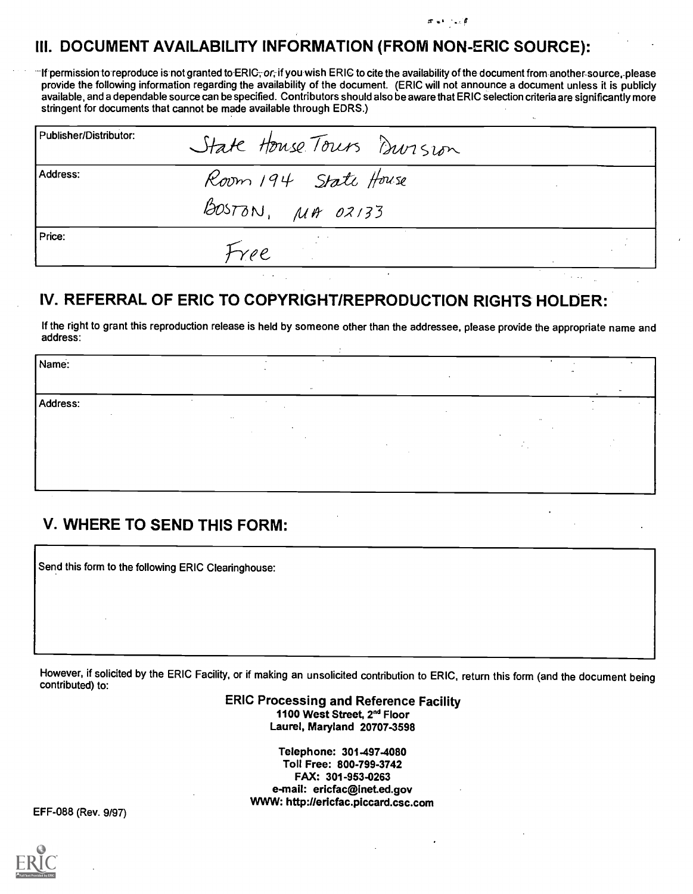## III. DOCUMENT AVAILABILITY INFORMATION (FROM NON-ERIC SOURCE):

If permission to reproduce is not granted to ERIC, or, if you wish ERIC to cite the availability of the document from another source, please provide the following information regarding the availability of the document. (ERIC will not announce a document unless it is publicly available, and a dependable source can be specified. Contributors should also be aware that ERIC selection criteria are significantly more stringent for documents that cannot be made available through EDRS.)

| | |
|---|---|
| Publisher/Distributor: | State House Tours Division |
| Address: | Room 194 State House<br>BOSTON, MA 02133 |
| Price: | Free |

## IV. REFERRAL OF ERIC TO COPYRIGHT/REPRODUCTION RIGHTS HOLDER:

If the right to grant this reproduction release is held by someone other than the addressee, please provide the appropriate name and address:

| | |
|---|---|
| Name: | |
| Address: | |

## V. WHERE TO SEND THIS FORM:

Send this form to the following ERIC Clearinghouse:

However, if solicited by the ERIC Facility, or if making an unsolicited contribution to ERIC, return this form (and the document being contributed) to:

**ERIC Processing and Reference Facility**
**1100 West Street, 2nd Floor**
**Laurel, Maryland 20707-3598**

**Telephone: 301-497-4080**
**Toll Free: 800-799-3742**
**FAX: 301-953-0263**
**e-mail: ericfac@inet.ed.gov**
**WWW: http://ericfac.piccard.csc.com**

EFF-088 (Rev. 9/97)